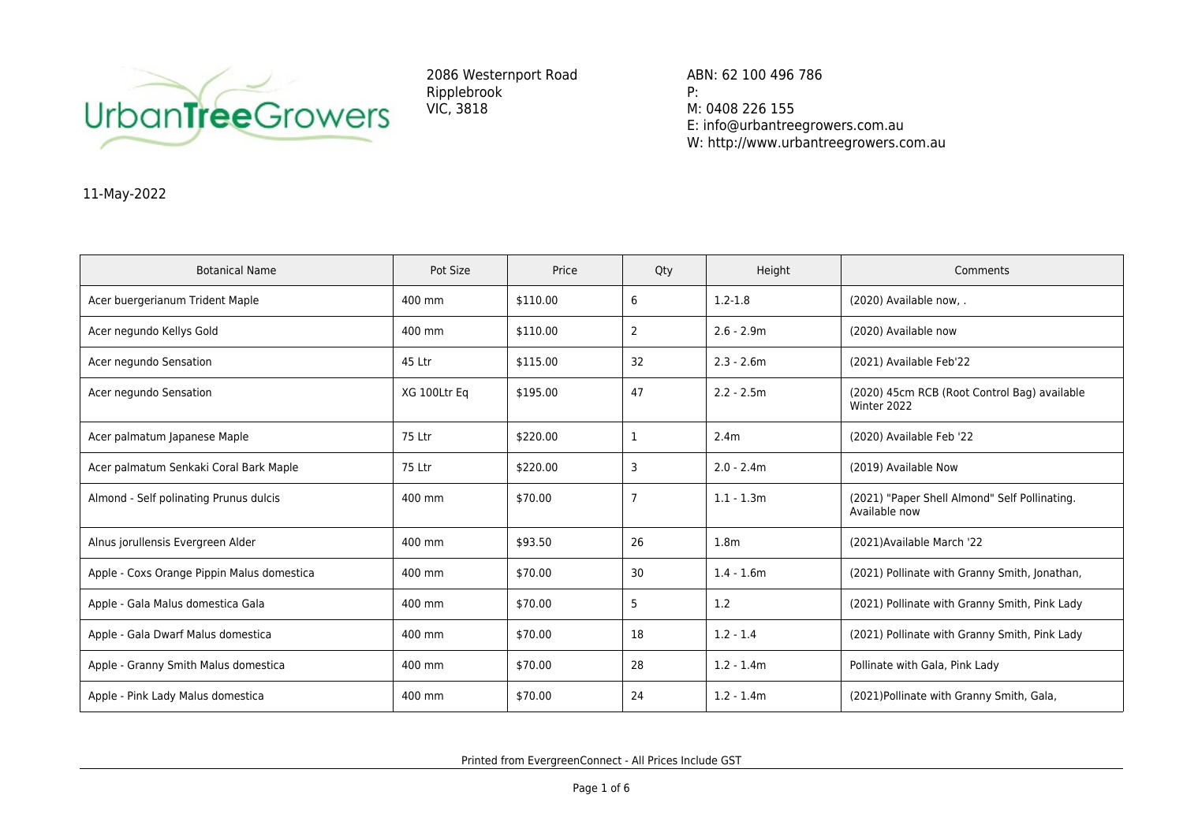UrbanTreeGrowers

2086 Westernport Road
Ripplebrook
VIC, 3818

ABN: 62 100 496 786
P:
M: 0408 226 155
E: info@urbantreegrowers.com.au
W: http://www.urbantreegrowers.com.au

11-May-2022

| Botanical Name | Pot Size | Price | Qty | Height | Comments |
|---|---|---|---|---|---|
| Acer buergerianum Trident Maple | 400 mm | $110.00 | 6 | 1.2-1.8 | (2020) Available now, . |
| Acer negundo Kellys Gold | 400 mm | $110.00 | 2 | 2.6 - 2.9m | (2020) Available now |
| Acer negundo Sensation | 45 Ltr | $115.00 | 32 | 2.3 - 2.6m | (2021) Available Feb'22 |
| Acer negundo Sensation | XG 100Ltr Eq | $195.00 | 47 | 2.2 - 2.5m | (2020) 45cm RCB (Root Control Bag) available Winter 2022 |
| Acer palmatum Japanese Maple | 75 Ltr | $220.00 | 1 | 2.4m | (2020) Available Feb '22 |
| Acer palmatum Senkaki Coral Bark Maple | 75 Ltr | $220.00 | 3 | 2.0 - 2.4m | (2019) Available Now |
| Almond - Self polinating Prunus dulcis | 400 mm | $70.00 | 7 | 1.1 - 1.3m | (2021) "Paper Shell Almond" Self Pollinating. Available now |
| Alnus jorullensis Evergreen Alder | 400 mm | $93.50 | 26 | 1.8m | (2021)Available March '22 |
| Apple - Coxs Orange Pippin Malus domestica | 400 mm | $70.00 | 30 | 1.4 - 1.6m | (2021) Pollinate with Granny Smith, Jonathan, |
| Apple - Gala Malus domestica Gala | 400 mm | $70.00 | 5 | 1.2 | (2021) Pollinate with Granny Smith, Pink Lady |
| Apple - Gala Dwarf Malus domestica | 400 mm | $70.00 | 18 | 1.2 - 1.4 | (2021) Pollinate with Granny Smith, Pink Lady |
| Apple - Granny Smith Malus domestica | 400 mm | $70.00 | 28 | 1.2 - 1.4m | Pollinate with Gala, Pink Lady |
| Apple - Pink Lady Malus domestica | 400 mm | $70.00 | 24 | 1.2 - 1.4m | (2021)Pollinate with Granny Smith, Gala, |

Printed from EvergreenConnect - All Prices Include GST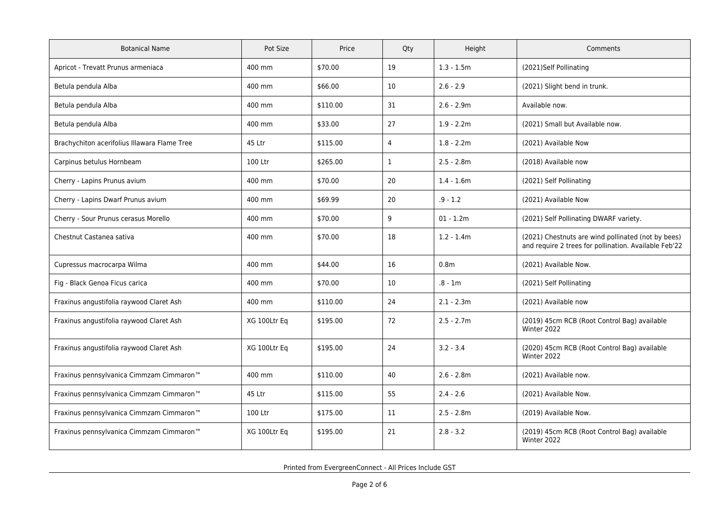| Botanical Name | Pot Size | Price | Qty | Height | Comments |
|---|---|---|---|---|---|
| Apricot - Trevatt Prunus armeniaca | 400 mm | $70.00 | 19 | 1.3 - 1.5m | (2021)Self Pollinating |
| Betula pendula Alba | 400 mm | $66.00 | 10 | 2.6 - 2.9 | (2021) Slight bend in trunk. |
| Betula pendula Alba | 400 mm | $110.00 | 31 | 2.6 - 2.9m | Available now. |
| Betula pendula Alba | 400 mm | $33.00 | 27 | 1.9 - 2.2m | (2021) Small but Available now. |
| Brachychiton acerifolius Illawara Flame Tree | 45 Ltr | $115.00 | 4 | 1.8 - 2.2m | (2021) Available Now |
| Carpinus betulus Hornbeam | 100 Ltr | $265.00 | 1 | 2.5 - 2.8m | (2018) Available now |
| Cherry - Lapins Prunus avium | 400 mm | $70.00 | 20 | 1.4 - 1.6m | (2021) Self Pollinating |
| Cherry - Lapins Dwarf Prunus avium | 400 mm | $69.99 | 20 | .9 - 1.2 | (2021) Available Now |
| Cherry - Sour Prunus cerasus Morello | 400 mm | $70.00 | 9 | 01 - 1.2m | (2021) Self Pollinating DWARF variety. |
| Chestnut Castanea sativa | 400 mm | $70.00 | 18 | 1.2 - 1.4m | (2021) Chestnuts are wind pollinated (not by bees) and require 2 trees for pollination. Available Feb'22 |
| Cupressus macrocarpa Wilma | 400 mm | $44.00 | 16 | 0.8m | (2021) Available Now. |
| Fig - Black Genoa Ficus carica | 400 mm | $70.00 | 10 | .8 - 1m | (2021) Self Pollinating |
| Fraxinus angustifolia raywood Claret Ash | 400 mm | $110.00 | 24 | 2.1 - 2.3m | (2021) Available now |
| Fraxinus angustifolia raywood Claret Ash | XG 100Ltr Eq | $195.00 | 72 | 2.5 - 2.7m | (2019) 45cm RCB (Root Control Bag) available Winter 2022 |
| Fraxinus angustifolia raywood Claret Ash | XG 100Ltr Eq | $195.00 | 24 | 3.2 - 3.4 | (2020) 45cm RCB (Root Control Bag) available Winter 2022 |
| Fraxinus pennsylvanica Cimmzam Cimmaron™ | 400 mm | $110.00 | 40 | 2.6 - 2.8m | (2021) Available now. |
| Fraxinus pennsylvanica Cimmzam Cimmaron™ | 45 Ltr | $115.00 | 55 | 2.4 - 2.6 | (2021) Available Now. |
| Fraxinus pennsylvanica Cimmzam Cimmaron™ | 100 Ltr | $175.00 | 11 | 2.5 - 2.8m | (2019) Available Now. |
| Fraxinus pennsylvanica Cimmzam Cimmaron™ | XG 100Ltr Eq | $195.00 | 21 | 2.8 - 3.2 | (2019) 45cm RCB (Root Control Bag) available Winter 2022 |

Printed from EvergreenConnect - All Prices Include GST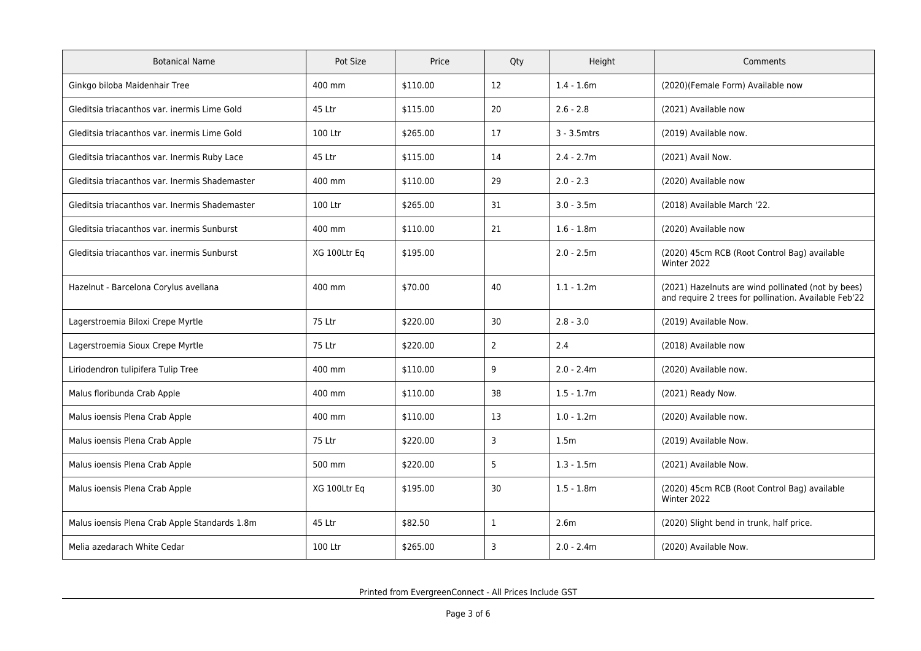| Botanical Name | Pot Size | Price | Qty | Height | Comments |
| --- | --- | --- | --- | --- | --- |
| Ginkgo biloba Maidenhair Tree | 400 mm | $110.00 | 12 | 1.4 - 1.6m | (2020)(Female Form) Available now |
| Gleditsia triacanthos var. inermis Lime Gold | 45 Ltr | $115.00 | 20 | 2.6 - 2.8 | (2021) Available now |
| Gleditsia triacanthos var. inermis Lime Gold | 100 Ltr | $265.00 | 17 | 3 - 3.5mtrs | (2019) Available now. |
| Gleditsia triacanthos var. Inermis Ruby Lace | 45 Ltr | $115.00 | 14 | 2.4 - 2.7m | (2021) Avail Now. |
| Gleditsia triacanthos var. Inermis Shademaster | 400 mm | $110.00 | 29 | 2.0 - 2.3 | (2020) Available now |
| Gleditsia triacanthos var. Inermis Shademaster | 100 Ltr | $265.00 | 31 | 3.0 - 3.5m | (2018) Available March '22. |
| Gleditsia triacanthos var. inermis Sunburst | 400 mm | $110.00 | 21 | 1.6 - 1.8m | (2020) Available now |
| Gleditsia triacanthos var. inermis Sunburst | XG 100Ltr Eq | $195.00 | | 2.0 - 2.5m | (2020) 45cm RCB (Root Control Bag) available Winter 2022 |
| Hazelnut - Barcelona Corylus avellana | 400 mm | $70.00 | 40 | 1.1 - 1.2m | (2021) Hazelnuts are wind pollinated (not by bees) and require 2 trees for pollination. Available Feb'22 |
| Lagerstroemia Biloxi Crepe Myrtle | 75 Ltr | $220.00 | 30 | 2.8 - 3.0 | (2019) Available Now. |
| Lagerstroemia Sioux Crepe Myrtle | 75 Ltr | $220.00 | 2 | 2.4 | (2018) Available now |
| Liriodendron tulipifera Tulip Tree | 400 mm | $110.00 | 9 | 2.0 - 2.4m | (2020) Available now. |
| Malus floribunda Crab Apple | 400 mm | $110.00 | 38 | 1.5 - 1.7m | (2021) Ready Now. |
| Malus ioensis Plena Crab Apple | 400 mm | $110.00 | 13 | 1.0 - 1.2m | (2020) Available now. |
| Malus ioensis Plena Crab Apple | 75 Ltr | $220.00 | 3 | 1.5m | (2019) Available Now. |
| Malus ioensis Plena Crab Apple | 500 mm | $220.00 | 5 | 1.3 - 1.5m | (2021) Available Now. |
| Malus ioensis Plena Crab Apple | XG 100Ltr Eq | $195.00 | 30 | 1.5 - 1.8m | (2020) 45cm RCB (Root Control Bag) available Winter 2022 |
| Malus ioensis Plena Crab Apple Standards 1.8m | 45 Ltr | $82.50 | 1 | 2.6m | (2020) Slight bend in trunk, half price. |
| Melia azedarach White Cedar | 100 Ltr | $265.00 | 3 | 2.0 - 2.4m | (2020) Available Now. |

Printed from EvergreenConnect - All Prices Include GST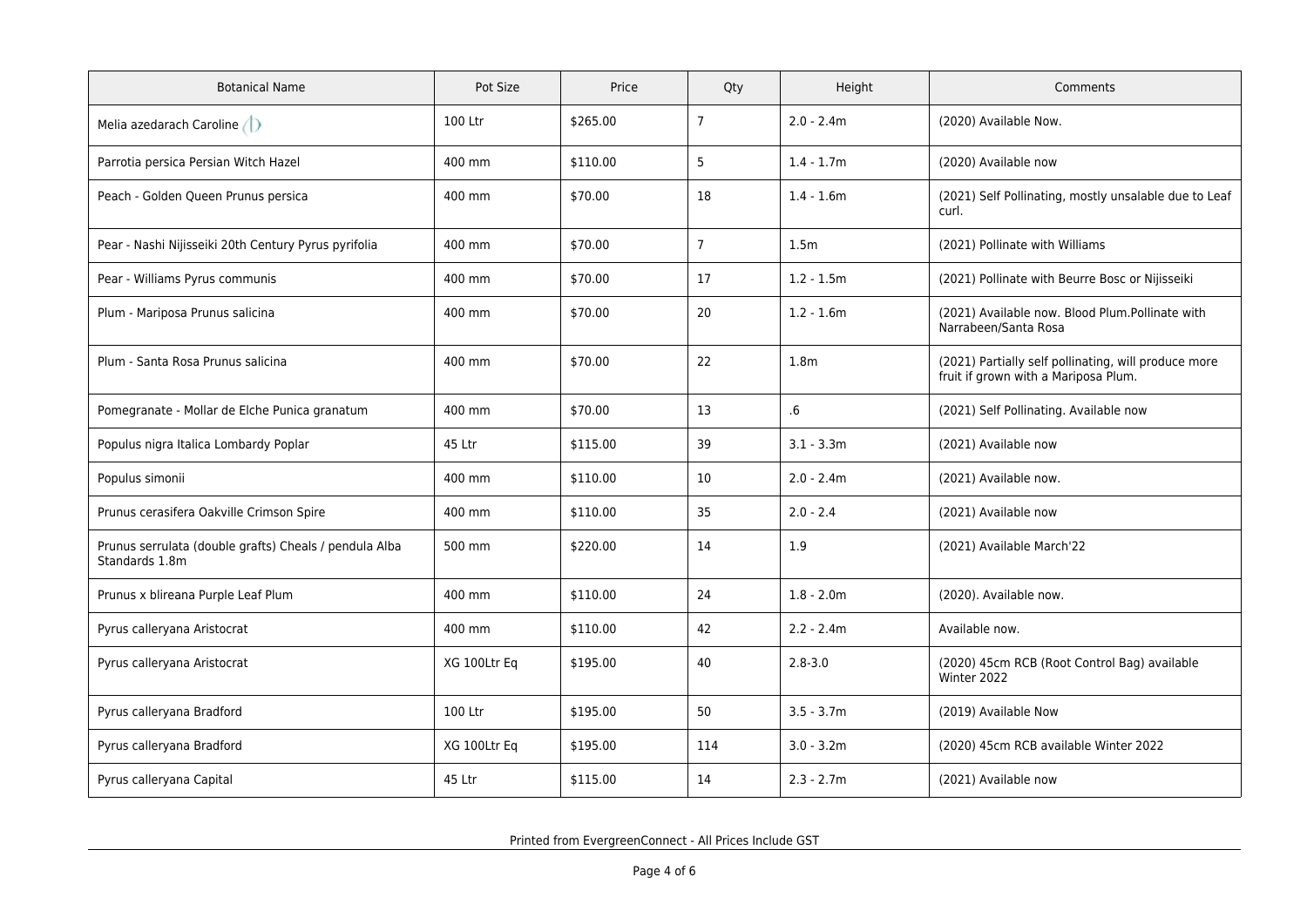| Botanical Name | Pot Size | Price | Qty | Height | Comments |
|---|---|---|---|---|---|
| Melia azedarach Caroline | 100 Ltr | $265.00 | 7 | 2.0 - 2.4m | (2020) Available Now. |
| Parrotia persica Persian Witch Hazel | 400 mm | $110.00 | 5 | 1.4 - 1.7m | (2020) Available now |
| Peach - Golden Queen Prunus persica | 400 mm | $70.00 | 18 | 1.4 - 1.6m | (2021) Self Pollinating, mostly unsalable due to Leaf curl. |
| Pear - Nashi Nijisseiki 20th Century Pyrus pyrifolia | 400 mm | $70.00 | 7 | 1.5m | (2021) Pollinate with Williams |
| Pear - Williams Pyrus communis | 400 mm | $70.00 | 17 | 1.2 - 1.5m | (2021) Pollinate with Beurre Bosc or Nijisseiki |
| Plum - Mariposa Prunus salicina | 400 mm | $70.00 | 20 | 1.2 - 1.6m | (2021) Available now. Blood Plum.Pollinate with Narrabeen/Santa Rosa |
| Plum - Santa Rosa Prunus salicina | 400 mm | $70.00 | 22 | 1.8m | (2021) Partially self pollinating, will produce more fruit if grown with a Mariposa Plum. |
| Pomegranate - Mollar de Elche Punica granatum | 400 mm | $70.00 | 13 | .6 | (2021) Self Pollinating. Available now |
| Populus nigra Italica Lombardy Poplar | 45 Ltr | $115.00 | 39 | 3.1 - 3.3m | (2021) Available now |
| Populus simonii | 400 mm | $110.00 | 10 | 2.0 - 2.4m | (2021) Available now. |
| Prunus cerasifera Oakville Crimson Spire | 400 mm | $110.00 | 35 | 2.0 - 2.4 | (2021) Available now |
| Prunus serrulata (double grafts) Cheals / pendula Alba Standards 1.8m | 500 mm | $220.00 | 14 | 1.9 | (2021) Available March'22 |
| Prunus x blireana Purple Leaf Plum | 400 mm | $110.00 | 24 | 1.8 - 2.0m | (2020). Available now. |
| Pyrus calleryana Aristocrat | 400 mm | $110.00 | 42 | 2.2 - 2.4m | Available now. |
| Pyrus calleryana Aristocrat | XG 100Ltr Eq | $195.00 | 40 | 2.8-3.0 | (2020) 45cm RCB (Root Control Bag) available Winter 2022 |
| Pyrus calleryana Bradford | 100 Ltr | $195.00 | 50 | 3.5 - 3.7m | (2019) Available Now |
| Pyrus calleryana Bradford | XG 100Ltr Eq | $195.00 | 114 | 3.0 - 3.2m | (2020) 45cm RCB available Winter 2022 |
| Pyrus calleryana Capital | 45 Ltr | $115.00 | 14 | 2.3 - 2.7m | (2021) Available now |

Printed from EvergreenConnect - All Prices Include GST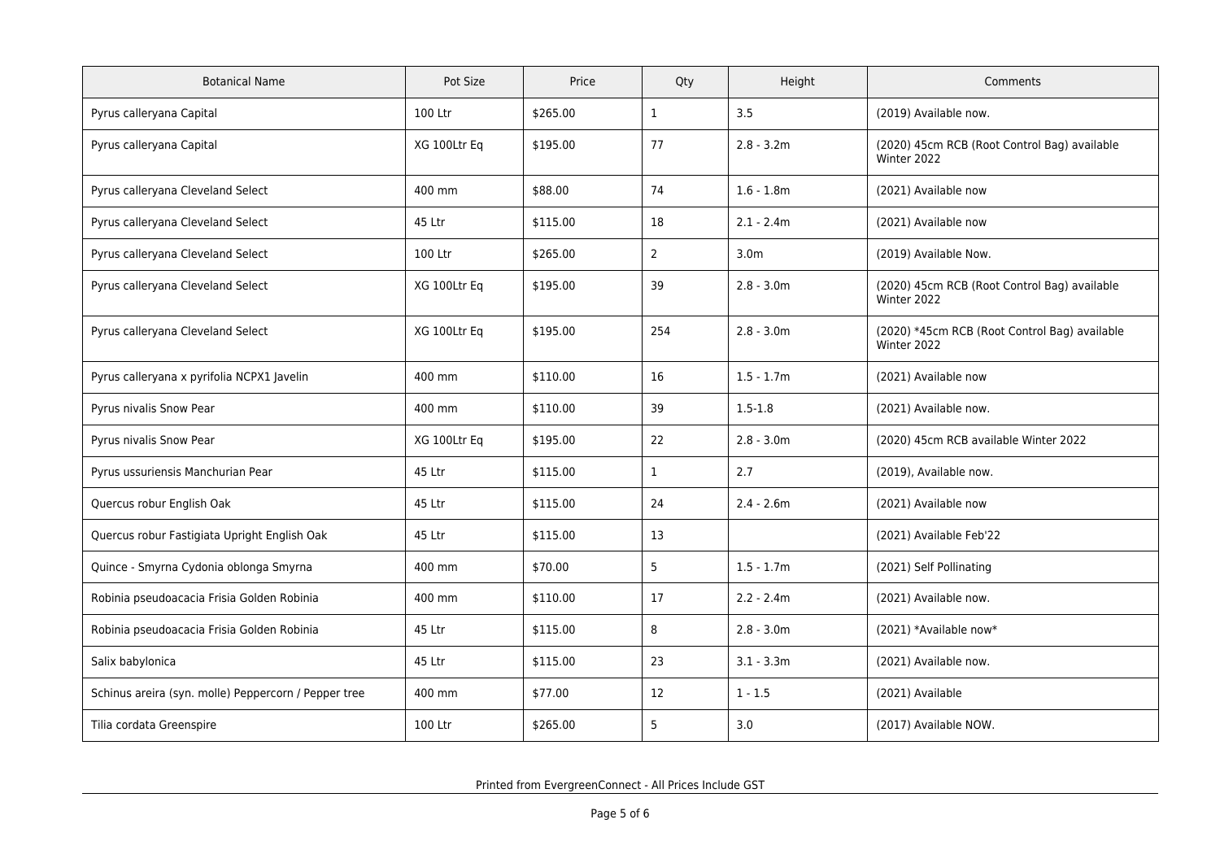| Botanical Name | Pot Size | Price | Qty | Height | Comments |
|---|---|---|---|---|---|
| Pyrus calleryana Capital | 100 Ltr | $265.00 | 1 | 3.5 | (2019) Available now. |
| Pyrus calleryana Capital | XG 100Ltr Eq | $195.00 | 77 | 2.8 - 3.2m | (2020) 45cm RCB (Root Control Bag) available Winter 2022 |
| Pyrus calleryana Cleveland Select | 400 mm | $88.00 | 74 | 1.6 - 1.8m | (2021) Available now |
| Pyrus calleryana Cleveland Select | 45 Ltr | $115.00 | 18 | 2.1 - 2.4m | (2021) Available now |
| Pyrus calleryana Cleveland Select | 100 Ltr | $265.00 | 2 | 3.0m | (2019) Available Now. |
| Pyrus calleryana Cleveland Select | XG 100Ltr Eq | $195.00 | 39 | 2.8 - 3.0m | (2020) 45cm RCB (Root Control Bag) available Winter 2022 |
| Pyrus calleryana Cleveland Select | XG 100Ltr Eq | $195.00 | 254 | 2.8 - 3.0m | (2020) *45cm RCB (Root Control Bag) available Winter 2022 |
| Pyrus calleryana x pyrifolia NCPX1 Javelin | 400 mm | $110.00 | 16 | 1.5 - 1.7m | (2021) Available now |
| Pyrus nivalis Snow Pear | 400 mm | $110.00 | 39 | 1.5-1.8 | (2021) Available now. |
| Pyrus nivalis Snow Pear | XG 100Ltr Eq | $195.00 | 22 | 2.8 - 3.0m | (2020) 45cm RCB available Winter 2022 |
| Pyrus ussuriensis Manchurian Pear | 45 Ltr | $115.00 | 1 | 2.7 | (2019), Available now. |
| Quercus robur English Oak | 45 Ltr | $115.00 | 24 | 2.4 - 2.6m | (2021) Available now |
| Quercus robur Fastigiata Upright English Oak | 45 Ltr | $115.00 | 13 | | (2021) Available Feb'22 |
| Quince - Smyrna Cydonia oblonga Smyrna | 400 mm | $70.00 | 5 | 1.5 - 1.7m | (2021) Self Pollinating |
| Robinia pseudoacacia Frisia Golden Robinia | 400 mm | $110.00 | 17 | 2.2 - 2.4m | (2021) Available now. |
| Robinia pseudoacacia Frisia Golden Robinia | 45 Ltr | $115.00 | 8 | 2.8 - 3.0m | (2021) *Available now* |
| Salix babylonica | 45 Ltr | $115.00 | 23 | 3.1 - 3.3m | (2021) Available now. |
| Schinus areira (syn. molle) Peppercorn / Pepper tree | 400 mm | $77.00 | 12 | 1 - 1.5 | (2021) Available |
| Tilia cordata Greenspire | 100 Ltr | $265.00 | 5 | 3.0 | (2017) Available NOW. |

Printed from EvergreenConnect - All Prices Include GST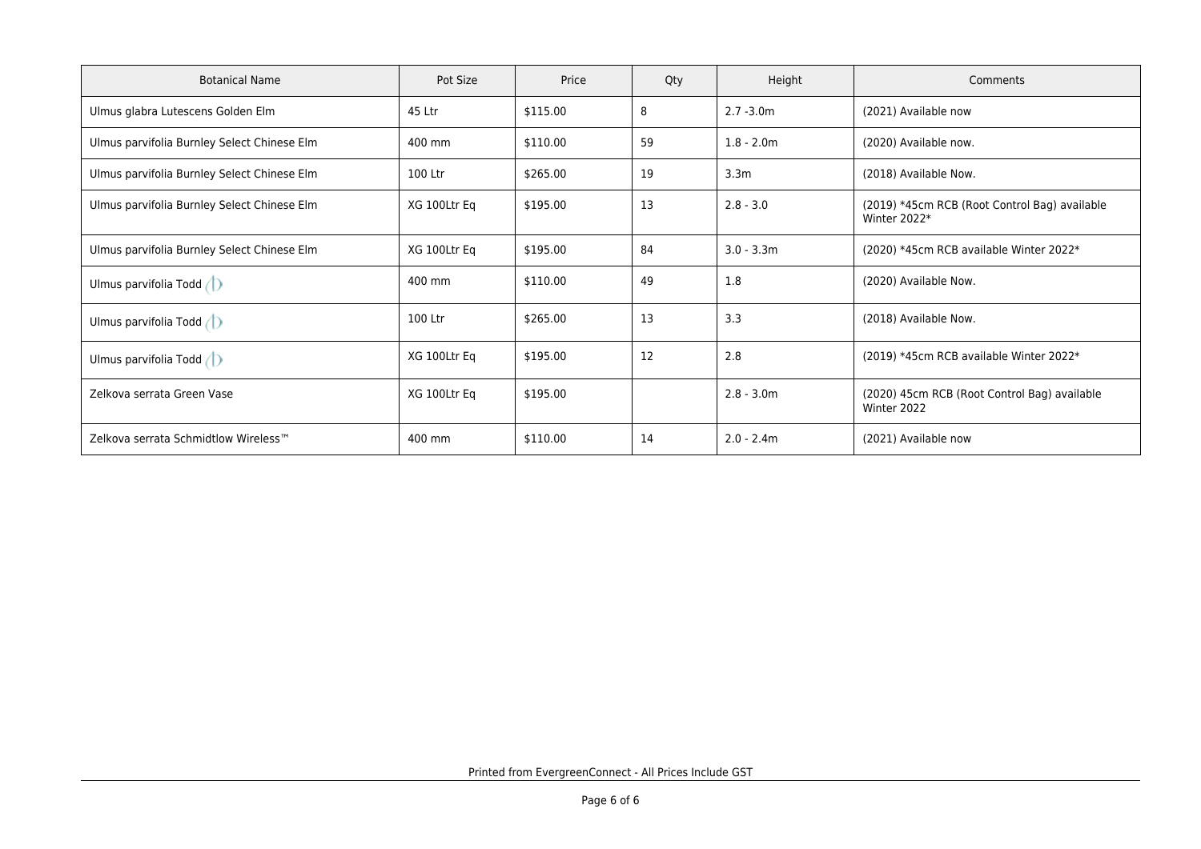| Botanical Name | Pot Size | Price | Qty | Height | Comments |
| --- | --- | --- | --- | --- | --- |
| Ulmus glabra Lutescens Golden Elm | 45 Ltr | $115.00 | 8 | 2.7 -3.0m | (2021) Available now |
| Ulmus parvifolia Burnley Select Chinese Elm | 400 mm | $110.00 | 59 | 1.8 - 2.0m | (2020) Available now. |
| Ulmus parvifolia Burnley Select Chinese Elm | 100 Ltr | $265.00 | 19 | 3.3m | (2018) Available Now. |
| Ulmus parvifolia Burnley Select Chinese Elm | XG 100Ltr Eq | $195.00 | 13 | 2.8 - 3.0 | (2019) *45cm RCB (Root Control Bag) available Winter 2022* |
| Ulmus parvifolia Burnley Select Chinese Elm | XG 100Ltr Eq | $195.00 | 84 | 3.0 - 3.3m | (2020) *45cm RCB available Winter 2022* |
| Ulmus parvifolia Todd | 400 mm | $110.00 | 49 | 1.8 | (2020) Available Now. |
| Ulmus parvifolia Todd | 100 Ltr | $265.00 | 13 | 3.3 | (2018) Available Now. |
| Ulmus parvifolia Todd | XG 100Ltr Eq | $195.00 | 12 | 2.8 | (2019) *45cm RCB available Winter 2022* |
| Zelkova serrata Green Vase | XG 100Ltr Eq | $195.00 | | 2.8 - 3.0m | (2020) 45cm RCB (Root Control Bag) available Winter 2022 |
| Zelkova serrata Schmidtlow Wireless™ | 400 mm | $110.00 | 14 | 2.0 - 2.4m | (2021) Available now |

Printed from EvergreenConnect - All Prices Include GST